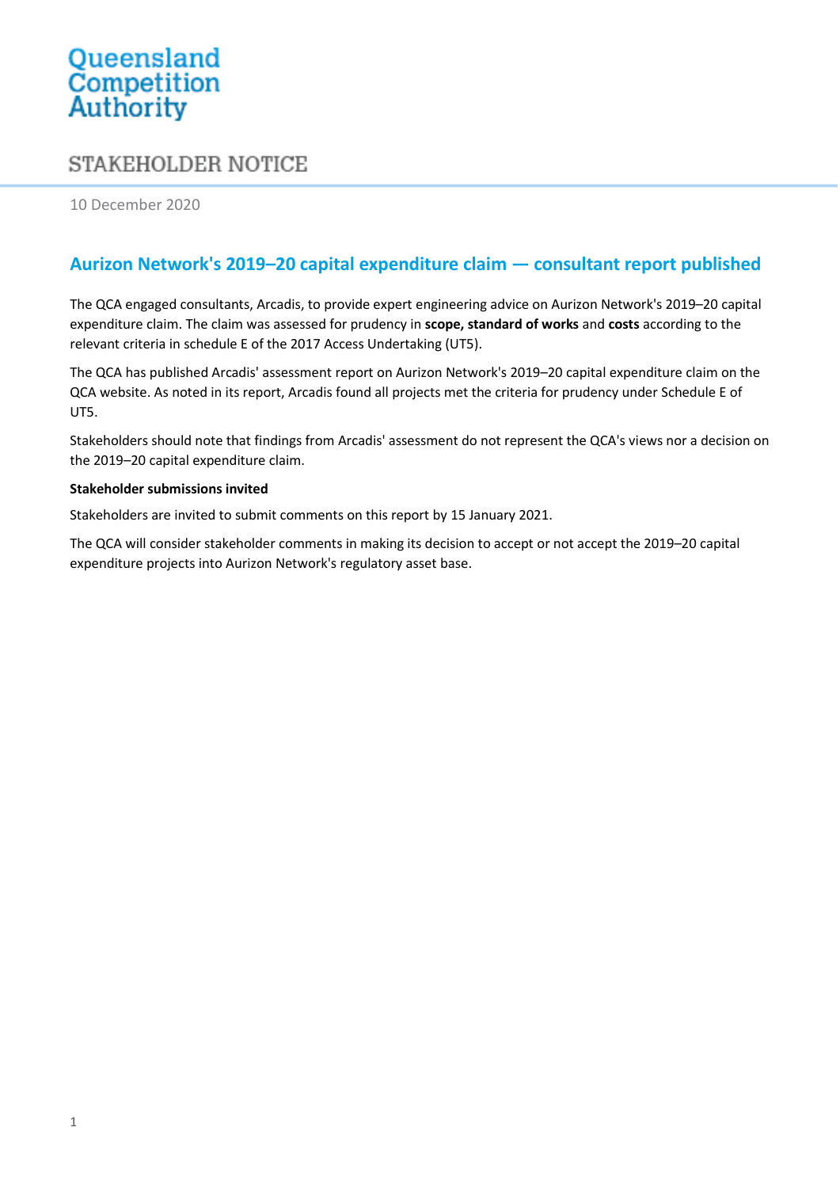Queensland Competition Authority

# STAKEHOLDER NOTICE

10 December 2020

## Aurizon Network's 2019–20 capital expenditure claim — consultant report published

The QCA engaged consultants, Arcadis, to provide expert engineering advice on Aurizon Network's 2019–20 capital expenditure claim. The claim was assessed for prudency in **scope, standard of works** and **costs** according to the relevant criteria in schedule E of the 2017 Access Undertaking (UT5).

The QCA has published Arcadis' assessment report on Aurizon Network's 2019–20 capital expenditure claim on the QCA website. As noted in its report, Arcadis found all projects met the criteria for prudency under Schedule E of UT5.

Stakeholders should note that findings from Arcadis' assessment do not represent the QCA's views nor a decision on the 2019–20 capital expenditure claim.

**Stakeholder submissions invited**

Stakeholders are invited to submit comments on this report by 15 January 2021.

The QCA will consider stakeholder comments in making its decision to accept or not accept the 2019–20 capital expenditure projects into Aurizon Network's regulatory asset base.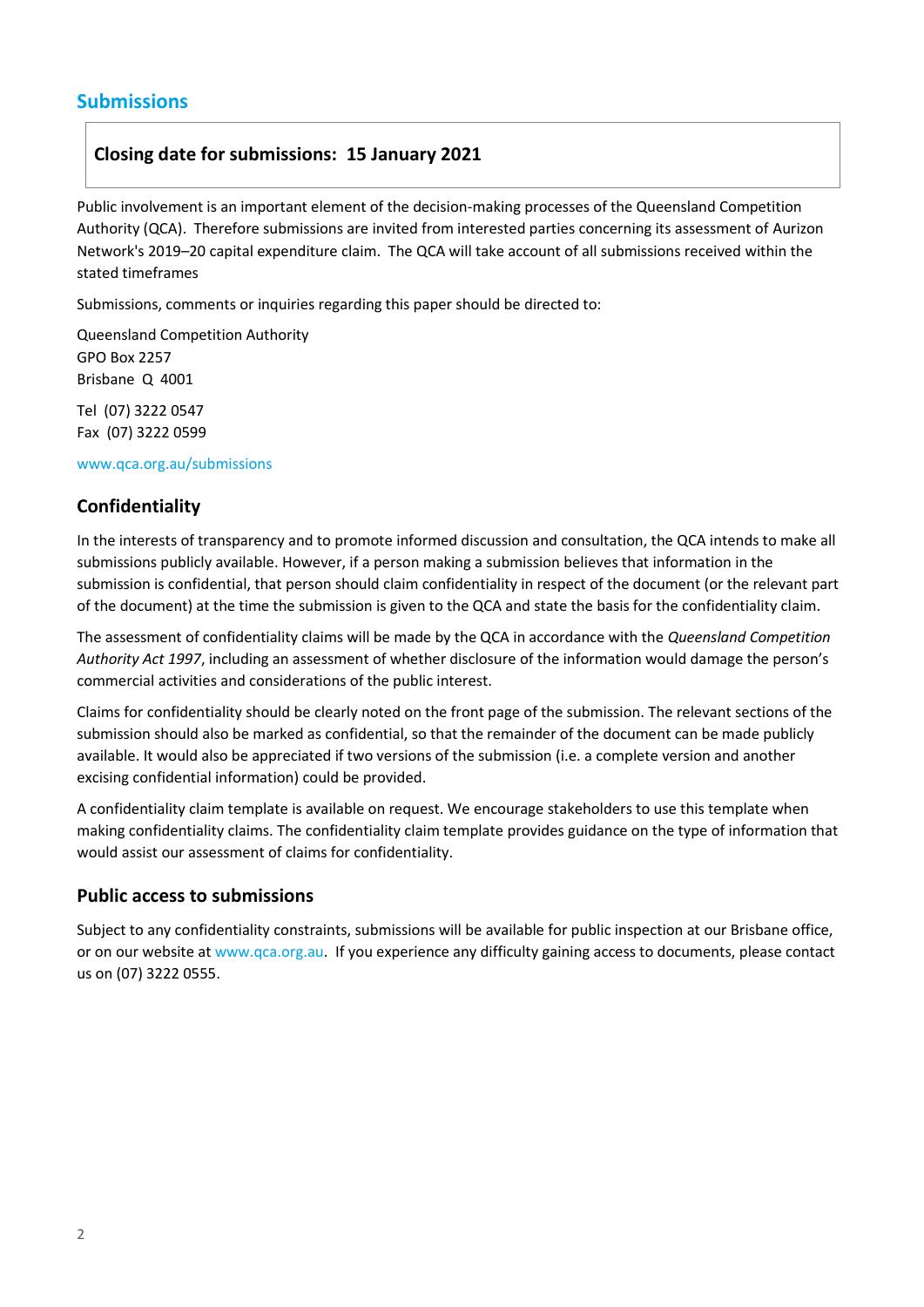## Submissions

**Closing date for submissions: 15 January 2021**

Public involvement is an important element of the decision-making processes of the Queensland Competition Authority (QCA). Therefore submissions are invited from interested parties concerning its assessment of Aurizon Network's 2019–20 capital expenditure claim. The QCA will take account of all submissions received within the stated timeframes

Submissions, comments or inquiries regarding this paper should be directed to:

Queensland Competition Authority
GPO Box 2257
Brisbane Q 4001

Tel (07) 3222 0547
Fax (07) 3222 0599

www.qca.org.au/submissions

### Confidentiality

In the interests of transparency and to promote informed discussion and consultation, the QCA intends to make all submissions publicly available. However, if a person making a submission believes that information in the submission is confidential, that person should claim confidentiality in respect of the document (or the relevant part of the document) at the time the submission is given to the QCA and state the basis for the confidentiality claim.

The assessment of confidentiality claims will be made by the QCA in accordance with the *Queensland Competition Authority Act 1997*, including an assessment of whether disclosure of the information would damage the person's commercial activities and considerations of the public interest.

Claims for confidentiality should be clearly noted on the front page of the submission. The relevant sections of the submission should also be marked as confidential, so that the remainder of the document can be made publicly available. It would also be appreciated if two versions of the submission (i.e. a complete version and another excising confidential information) could be provided.

A confidentiality claim template is available on request. We encourage stakeholders to use this template when making confidentiality claims. The confidentiality claim template provides guidance on the type of information that would assist our assessment of claims for confidentiality.

### Public access to submissions

Subject to any confidentiality constraints, submissions will be available for public inspection at our Brisbane office, or on our website at www.qca.org.au. If you experience any difficulty gaining access to documents, please contact us on (07) 3222 0555.